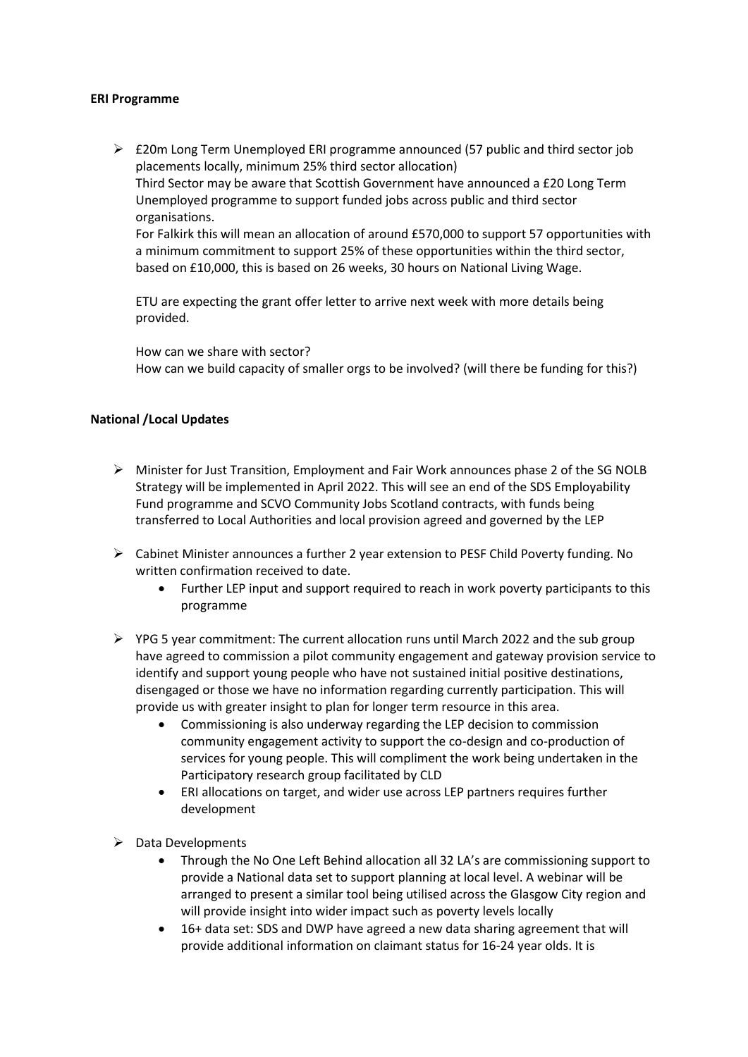**ERI Programme**

- £20m Long Term Unemployed ERI programme announced (57 public and third sector job placements locally, minimum 25% third sector allocation)
  Third Sector may be aware that Scottish Government have announced a £20 Long Term Unemployed programme to support funded jobs across public and third sector organisations.
  For Falkirk this will mean an allocation of around £570,000 to support 57 opportunities with a minimum commitment to support 25% of these opportunities within the third sector, based on £10,000, this is based on 26 weeks, 30 hours on National Living Wage.

  ETU are expecting the grant offer letter to arrive next week with more details being provided.

  How can we share with sector?
  How can we build capacity of smaller orgs to be involved? (will there be funding for this?)

**National /Local Updates**

- Minister for Just Transition, Employment and Fair Work announces phase 2 of the SG NOLB Strategy will be implemented in April 2022. This will see an end of the SDS Employability Fund programme and SCVO Community Jobs Scotland contracts, with funds being transferred to Local Authorities and local provision agreed and governed by the LEP

- Cabinet Minister announces a further 2 year extension to PESF Child Poverty funding. No written confirmation received to date.
  - Further LEP input and support required to reach in work poverty participants to this programme

- YPG 5 year commitment: The current allocation runs until March 2022 and the sub group have agreed to commission a pilot community engagement and gateway provision service to identify and support young people who have not sustained initial positive destinations, disengaged or those we have no information regarding currently participation. This will provide us with greater insight to plan for longer term resource in this area.
  - Commissioning is also underway regarding the LEP decision to commission community engagement activity to support the co-design and co-production of services for young people. This will compliment the work being undertaken in the Participatory research group facilitated by CLD
  - ERI allocations on target, and wider use across LEP partners requires further development

- Data Developments
  - Through the No One Left Behind allocation all 32 LA's are commissioning support to provide a National data set to support planning at local level. A webinar will be arranged to present a similar tool being utilised across the Glasgow City region and will provide insight into wider impact such as poverty levels locally
  - 16+ data set: SDS and DWP have agreed a new data sharing agreement that will provide additional information on claimant status for 16-24 year olds. It is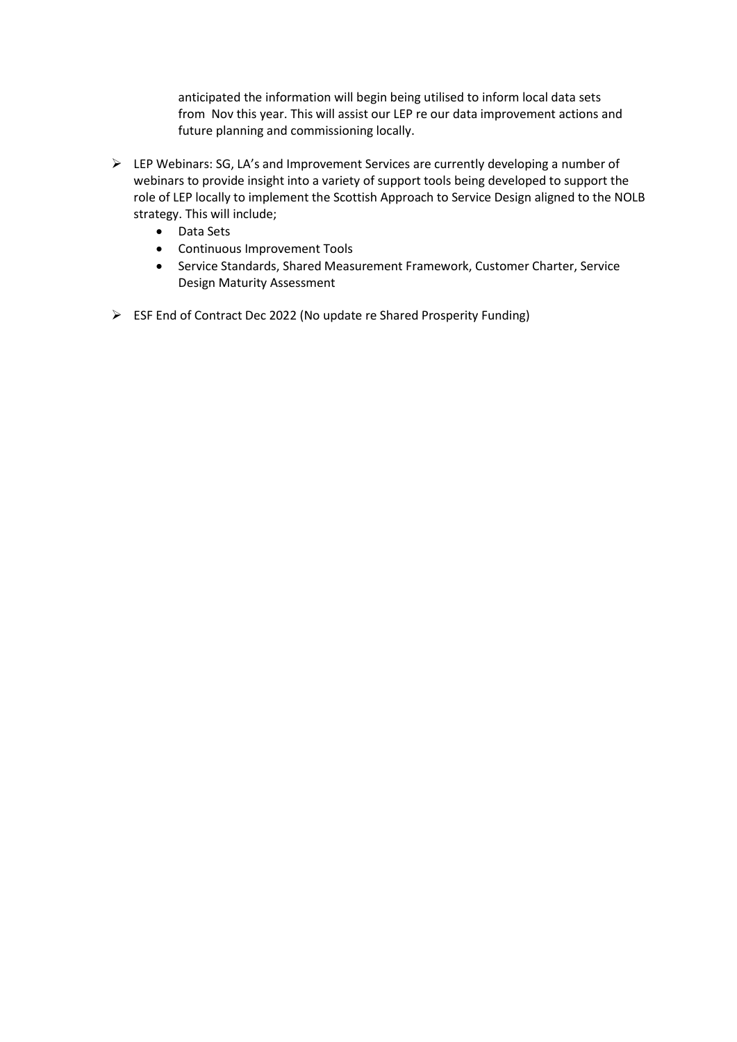anticipated the information will begin being utilised to inform local data sets from Nov this year. This will assist our LEP re our data improvement actions and future planning and commissioning locally.

- LEP Webinars: SG, LA's and Improvement Services are currently developing a number of webinars to provide insight into a variety of support tools being developed to support the role of LEP locally to implement the Scottish Approach to Service Design aligned to the NOLB strategy. This will include;
  - Data Sets
  - Continuous Improvement Tools
  - Service Standards, Shared Measurement Framework, Customer Charter, Service Design Maturity Assessment

- ESF End of Contract Dec 2022 (No update re Shared Prosperity Funding)